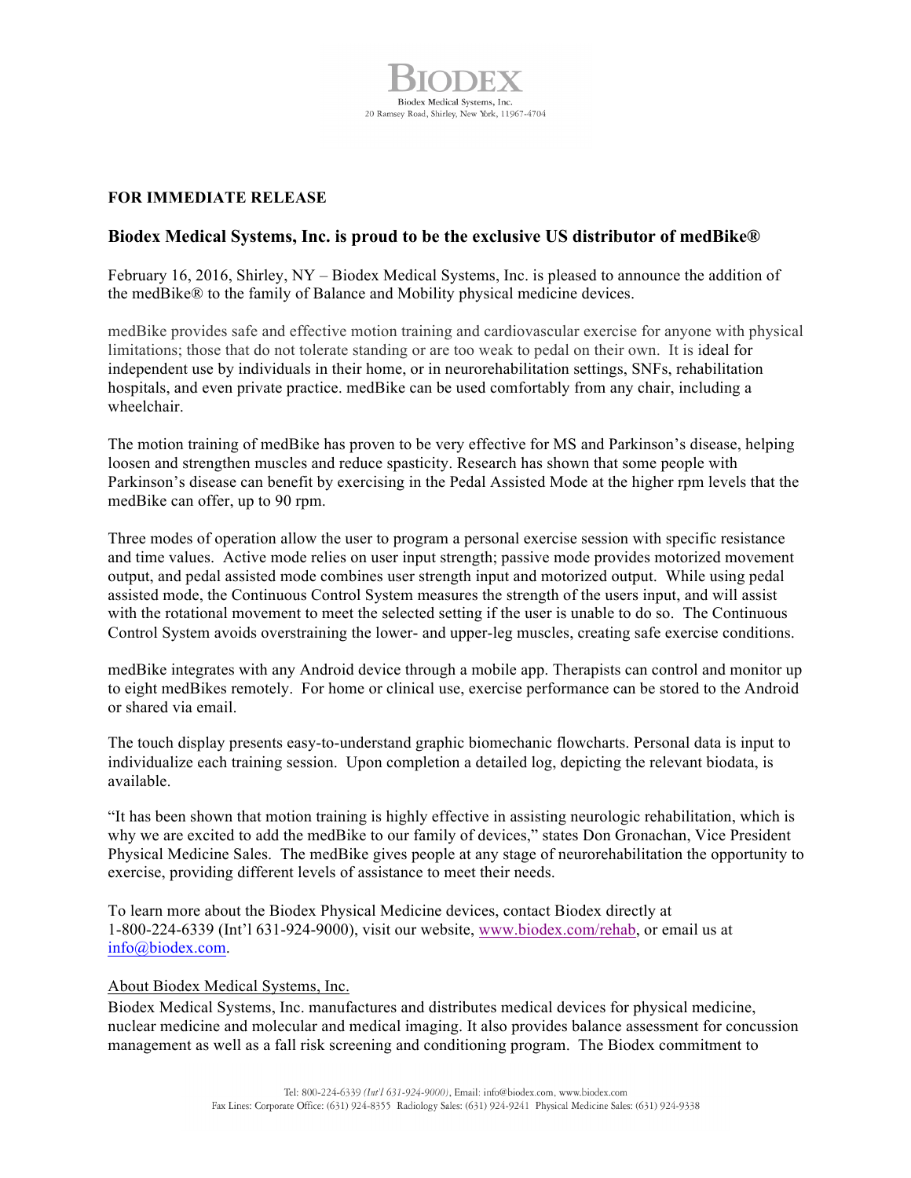BIODEX

Biodex Medical Systems, Inc.
20 Ramsey Road, Shirley, New York, 11967-4704

**FOR IMMEDIATE RELEASE**

## Biodex Medical Systems, Inc. is proud to be the exclusive US distributor of medBike®

February 16, 2016, Shirley, NY – Biodex Medical Systems, Inc. is pleased to announce the addition of the medBike® to the family of Balance and Mobility physical medicine devices.

medBike provides safe and effective motion training and cardiovascular exercise for anyone with physical limitations; those that do not tolerate standing or are too weak to pedal on their own. It is ideal for independent use by individuals in their home, or in neurorehabilitation settings, SNFs, rehabilitation hospitals, and even private practice. medBike can be used comfortably from any chair, including a wheelchair.

The motion training of medBike has proven to be very effective for MS and Parkinson's disease, helping loosen and strengthen muscles and reduce spasticity. Research has shown that some people with Parkinson's disease can benefit by exercising in the Pedal Assisted Mode at the higher rpm levels that the medBike can offer, up to 90 rpm.

Three modes of operation allow the user to program a personal exercise session with specific resistance and time values. Active mode relies on user input strength; passive mode provides motorized movement output, and pedal assisted mode combines user strength input and motorized output. While using pedal assisted mode, the Continuous Control System measures the strength of the users input, and will assist with the rotational movement to meet the selected setting if the user is unable to do so. The Continuous Control System avoids overstraining the lower- and upper-leg muscles, creating safe exercise conditions.

medBike integrates with any Android device through a mobile app. Therapists can control and monitor up to eight medBikes remotely. For home or clinical use, exercise performance can be stored to the Android or shared via email.

The touch display presents easy-to-understand graphic biomechanic flowcharts. Personal data is input to individualize each training session. Upon completion a detailed log, depicting the relevant biodata, is available.

"It has been shown that motion training is highly effective in assisting neurologic rehabilitation, which is why we are excited to add the medBike to our family of devices," states Don Gronachan, Vice President Physical Medicine Sales. The medBike gives people at any stage of neurorehabilitation the opportunity to exercise, providing different levels of assistance to meet their needs.

To learn more about the Biodex Physical Medicine devices, contact Biodex directly at 1-800-224-6339 (Int'l 631-924-9000), visit our website, www.biodex.com/rehab, or email us at info@biodex.com.

About Biodex Medical Systems, Inc.

Biodex Medical Systems, Inc. manufactures and distributes medical devices for physical medicine, nuclear medicine and molecular and medical imaging. It also provides balance assessment for concussion management as well as a fall risk screening and conditioning program. The Biodex commitment to

Tel: 800-224-6339 *(Int'l 631-924-9000)*, Email: info@biodex.com, www.biodex.com
Fax Lines: Corporate Office: (631) 924-8355 Radiology Sales: (631) 924-9241 Physical Medicine Sales: (631) 924-9338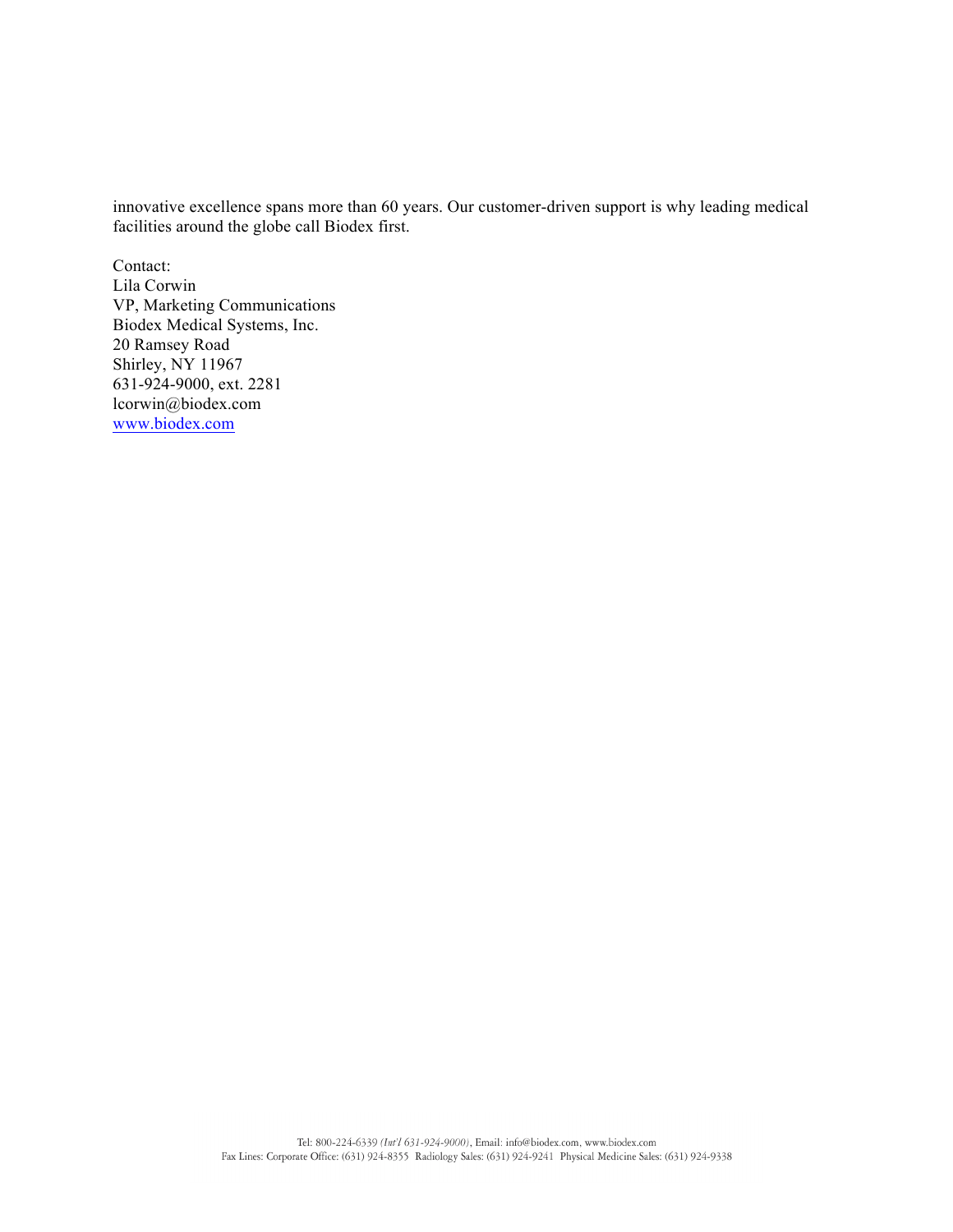innovative excellence spans more than 60 years. Our customer-driven support is why leading medical facilities around the globe call Biodex first.

Contact:
Lila Corwin
VP, Marketing Communications
Biodex Medical Systems, Inc.
20 Ramsey Road
Shirley, NY 11967
631-924-9000, ext. 2281
lcorwin@biodex.com
www.biodex.com